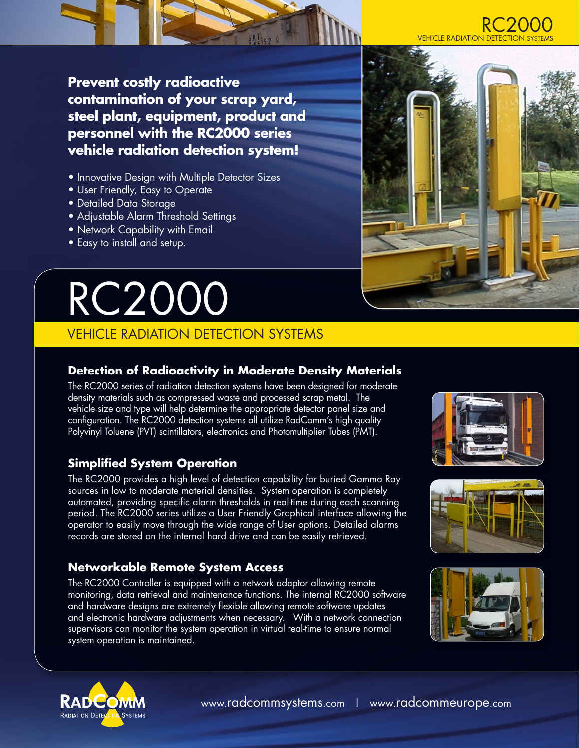# RC2000

VEHICLE RADIATION DETECTION SYSTEMS

**Prevent costly radioactive contamination of your scrap yard, steel plant, equipment, product and personnel with the RC2000 series vehicle radiation detection system!**

- Innovative Design with Multiple Detector Sizes
- User Friendly, Easy to Operate
- Detailed Data Storage
- Adjustable Alarm Threshold Settings
- Network Capability with Email
- Easy to install and setup.

# RC2000

## VEHICLE RADIATION DETECTION SYSTEMS

### Detection of Radioactivity in Moderate Density Materials

The RC2000 series of radiation detection systems have been designed for moderate density materials such as compressed waste and processed scrap metal. The vehicle size and type will help determine the appropriate detector panel size and configuration. The RC2000 detection systems all utilize RadComm's high quality Polyvinyl Toluene (PVT) scintillators, electronics and Photomultiplier Tubes (PMT).

### Simplified System Operation

The RC2000 provides a high level of detection capability for buried Gamma Ray sources in low to moderate material densities. System operation is completely automated, providing specific alarm thresholds in real-time during each scanning period. The RC2000 series utilize a User Friendly Graphical interface allowing the operator to easily move through the wide range of User options. Detailed alarms records are stored on the internal hard drive and can be easily retrieved.

### Networkable Remote System Access

The RC2000 Controller is equipped with a network adaptor allowing remote monitoring, data retrieval and maintenance functions. The internal RC2000 software and hardware designs are extremely flexible allowing remote software updates and electronic hardware adjustments when necessary. With a network connection supervisors can monitor the system operation in virtual real-time to ensure normal system operation is maintained.

RADCOMM RADIATION DETECTION SYSTEMS

www.radcommsystems.com | www.radcommeurope.com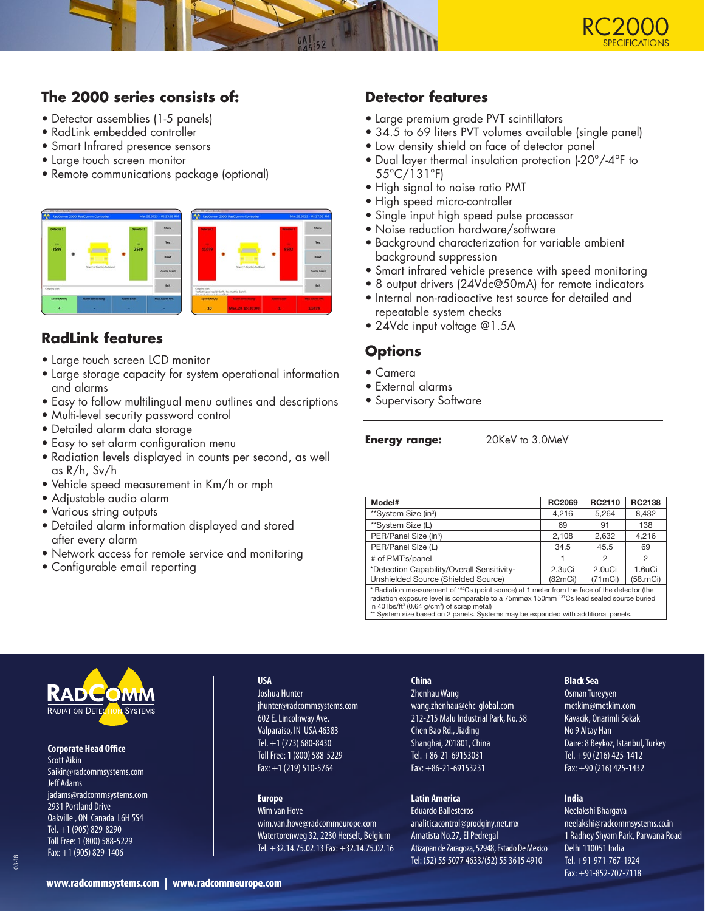# RC2000

SPECIFICATIONS

## The 2000 series consists of:

- Detector assemblies (1-5 panels)
- RadLink embedded controller
- Smart Infrared presence sensors
- Large touch screen monitor
- Remote communications package (optional)

## RadLink features

- Large touch screen LCD monitor
- Large storage capacity for system operational information and alarms
- Easy to follow multilingual menu outlines and descriptions
- Multi-level security password control
- Detailed alarm data storage
- Easy to set alarm configuration menu
- Radiation levels displayed in counts per second, as well as R/h, Sv/h
- Vehicle speed measurement in Km/h or mph
- Adjustable audio alarm
- Various string outputs
- Detailed alarm information displayed and stored after every alarm
- Network access for remote service and monitoring
- Configurable email reporting

## Detector features

- Large premium grade PVT scintillators
- 34.5 to 69 liters PVT volumes available (single panel)
- Low density shield on face of detector panel
- Dual layer thermal insulation protection (-20°/-4°F to 55°C/131°F)
- High signal to noise ratio PMT
- High speed micro-controller
- Single input high speed pulse processor
- Noise reduction hardware/software
- Background characterization for variable ambient background suppression
- Smart infrared vehicle presence with speed monitoring
- 8 output drivers (24Vdc@50mA) for remote indicators
- Internal non-radioactive test source for detailed and repeatable system checks
- 24Vdc input voltage @1.5A

## Options

- Camera
- External alarms
- Supervisory Software

**Energy range:** 20KeV to 3.0MeV

| Model# | RC2069 | RC2110 | RC2138 |
|---|---|---|---|
| **System Size (in³) | 4,216 | 5,264 | 8,432 |
| **System Size (L) | 69 | 91 | 138 |
| PER/Panel Size (in³) | 2,108 | 2,632 | 4,216 |
| PER/Panel Size (L) | 34.5 | 45.5 | 69 |
| # of PMT's/panel | 1 | 2 | 2 |
| *Detection Capability/Overall Sensitivity- Unshielded Source (Shielded Source) | 2.3uCi (82mCi) | 2.0uCi (71mCi) | 1.6uCi (58.mCi) |

\* Radiation measurement of $^{137}$Cs (point source) at 1 meter from the face of the detector (the radiation exposure level is comparable to a 75mmøx 150mm $^{137}$Cs lead sealed source buried in 40 lbs/ft³ (0.64 g/cm³) of scrap metal)
\** System size based on 2 panels. Systems may be expanded with additional panels.

RADCOMM RADIATION DETECTION SYSTEMS

**Corporate Head Office**
Scott Aikin
Saikin@radcommsystems.com
Jeff Adams
jadams@radcommsystems.com
2931 Portland Drive
Oakville , ON Canada L6H 5S4
Tel. +1 (905) 829-8290
Toll Free: 1 (800) 588-5229
Fax: +1 (905) 829-1406

**USA**
Joshua Hunter
jhunter@radcommsystems.com
602 E. Lincolnway Ave.
Valparaiso, IN USA 46383
Tel. +1 (773) 680-8430
Toll Free: 1 (800) 588-5229
Fax: +1 (219) 510-5764

**Europe**
Wim van Hove
wim.van.hove@radcommeurope.com
Watertorenweg 32, 2230 Herselt, Belgium
Tel. +32.14.75.02.13 Fax: +32.14.75.02.16

**China**
Zhenhau Wang
wang.zhenhau@ehc-global.com
212-215 Malu Industrial Park, No. 58
Chen Bao Rd., Jiading
Shanghai, 201801, China
Tel. +86-21-69153031
Fax: +86-21-69153231

**Latin America**
Eduardo Ballesteros
analiticacontrol@prodginy.net.mx
Amatista No.27, El Pedregal
Atizapan de Zaragoza, 52948, Estado De Mexico
Tel: (52) 55 5077 4633/(52) 55 3615 4910

**Black Sea**
Osman Tureyyen
metkim@metkim.com
Kavacik, Onarimli Sokak
No 9 Altay Han
Daire: 8 Beykoz, Istanbul, Turkey
Tel. +90 (216) 425-1412
Fax: +90 (216) 425-1432

**India**
Neelakshi Bhargava
neelakshi@radcommsystems.co.in
1 Radhey Shyam Park, Parwana Road
Delhi 110051 India
Tel. +91-971-767-1924
Fax: +91-852-707-7118

**www.radcommsystems.com | www.radcommeurope.com**

03-18